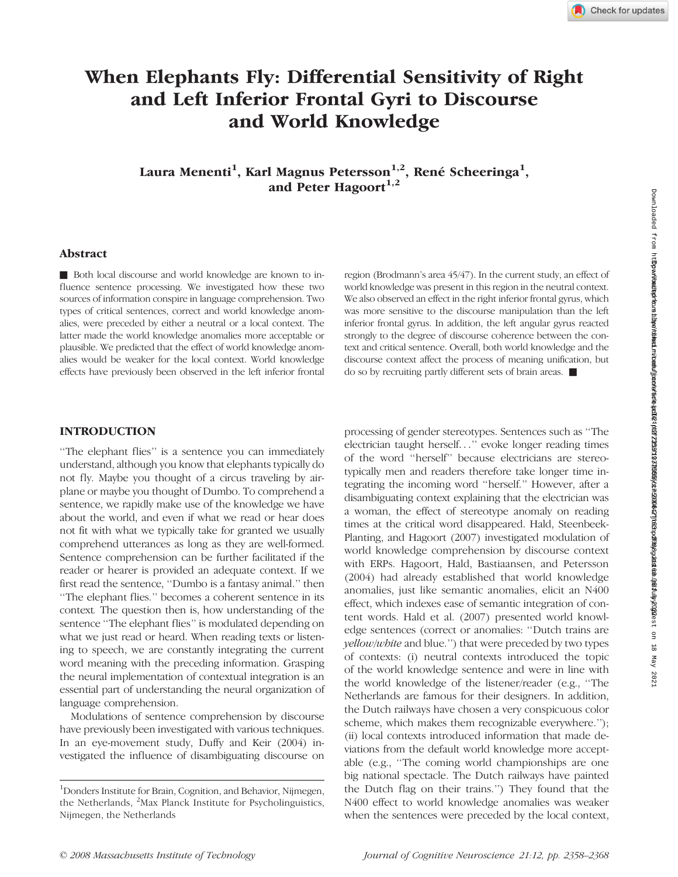# When Elephants Fly: Differential Sensitivity of Right and Left Inferior Frontal Gyri to Discourse and World Knowledge

**Laura Menenti[1], Karl Magnus Petersson[1,2], René Scheeringa[1], and Peter Hagoort[1,2]**

## Abstract

■ Both local discourse and world knowledge are known to influence sentence processing. We investigated how these two sources of information conspire in language comprehension. Two types of critical sentences, correct and world knowledge anomalies, were preceded by either a neutral or a local context. The latter made the world knowledge anomalies more acceptable or plausible. We predicted that the effect of world knowledge anomalies would be weaker for the local context. World knowledge effects have previously been observed in the left inferior frontal region (Brodmann's area 45/47). In the current study, an effect of world knowledge was present in this region in the neutral context. We also observed an effect in the right inferior frontal gyrus, which was more sensitive to the discourse manipulation than the left inferior frontal gyrus. In addition, the left angular gyrus reacted strongly to the degree of discourse coherence between the context and critical sentence. Overall, both world knowledge and the discourse context affect the process of meaning unification, but do so by recruiting partly different sets of brain areas. ■

## INTRODUCTION

''The elephant flies'' is a sentence you can immediately understand, although you know that elephants typically do not fly. Maybe you thought of a circus traveling by airplane or maybe you thought of Dumbo. To comprehend a sentence, we rapidly make use of the knowledge we have about the world, and even if what we read or hear does not fit with what we typically take for granted we usually comprehend utterances as long as they are well-formed. Sentence comprehension can be further facilitated if the reader or hearer is provided an adequate context. If we first read the sentence, ''Dumbo is a fantasy animal.'' then ''The elephant flies.'' becomes a coherent sentence in its context. The question then is, how understanding of the sentence ''The elephant flies'' is modulated depending on what we just read or heard. When reading texts or listening to speech, we are constantly integrating the current word meaning with the preceding information. Grasping the neural implementation of contextual integration is an essential part of understanding the neural organization of language comprehension.

Modulations of sentence comprehension by discourse have previously been investigated with various techniques. In an eye-movement study, Duffy and Keir (2004) investigated the influence of disambiguating discourse on processing of gender stereotypes. Sentences such as ''The electrician taught herself. . .'' evoke longer reading times of the word ''herself'' because electricians are stereotypically men and readers therefore take longer time integrating the incoming word ''herself.'' However, after a disambiguating context explaining that the electrician was a woman, the effect of stereotype anomaly on reading times at the critical word disappeared. Hald, Steenbeek-Planting, and Hagoort (2007) investigated modulation of world knowledge comprehension by discourse context with ERPs. Hagoort, Hald, Bastiaansen, and Petersson (2004) had already established that world knowledge anomalies, just like semantic anomalies, elicit an N400 effect, which indexes ease of semantic integration of content words. Hald et al. (2007) presented world knowledge sentences (correct or anomalies: ''Dutch trains are *yellow*/*white* and blue.'') that were preceded by two types of contexts: (i) neutral contexts introduced the topic of the world knowledge sentence and were in line with the world knowledge of the listener/reader (e.g., ''The Netherlands are famous for their designers. In addition, the Dutch railways have chosen a very conspicuous color scheme, which makes them recognizable everywhere.''); (ii) local contexts introduced information that made deviations from the default world knowledge more acceptable (e.g., ''The coming world championships are one big national spectacle. The Dutch railways have painted the Dutch flag on their trains.'') They found that the N400 effect to world knowledge anomalies was weaker when the sentences were preceded by the local context,

[1]Donders Institute for Brain, Cognition, and Behavior, Nijmegen, the Netherlands, [2]Max Planck Institute for Psycholinguistics, Nijmegen, the Netherlands

© 2008 Massachusetts Institute of Technology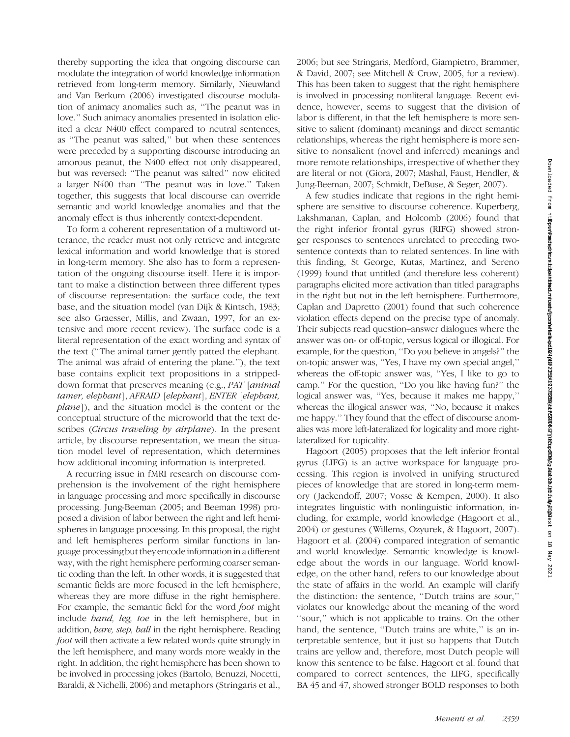thereby supporting the idea that ongoing discourse can modulate the integration of world knowledge information retrieved from long-term memory. Similarly, Nieuwland and Van Berkum (2006) investigated discourse modulation of animacy anomalies such as, ''The peanut was in love.'' Such animacy anomalies presented in isolation elicited a clear N400 effect compared to neutral sentences, as ''The peanut was salted,'' but when these sentences were preceded by a supporting discourse introducing an amorous peanut, the N400 effect not only disappeared, but was reversed: ''The peanut was salted'' now elicited a larger N400 than ''The peanut was in love.'' Taken together, this suggests that local discourse can override semantic and world knowledge anomalies and that the anomaly effect is thus inherently context-dependent.

To form a coherent representation of a multiword utterance, the reader must not only retrieve and integrate lexical information and world knowledge that is stored in long-term memory. She also has to form a representation of the ongoing discourse itself. Here it is important to make a distinction between three different types of discourse representation: the surface code, the text base, and the situation model (van Dijk & Kintsch, 1983; see also Graesser, Millis, and Zwaan, 1997, for an extensive and more recent review). The surface code is a literal representation of the exact wording and syntax of the text (''The animal tamer gently patted the elephant. The animal was afraid of entering the plane.''), the text base contains explicit text propositions in a stripped-down format that preserves meaning (e.g., *PAT* [*animal tamer, elephant*], *AFRAID* [*elephant*], *ENTER* [*elephant, plane*]), and the situation model is the content or the conceptual structure of the microworld that the text describes (*Circus traveling by airplane*). In the present article, by discourse representation, we mean the situation model level of representation, which determines how additional incoming information is interpreted.

A recurring issue in fMRI research on discourse comprehension is the involvement of the right hemisphere in language processing and more specifically in discourse processing. Jung-Beeman (2005; and Beeman 1998) proposed a division of labor between the right and left hemispheres in language processing. In this proposal, the right and left hemispheres perform similar functions in language processing but they encode information in a different way, with the right hemisphere performing coarser semantic coding than the left. In other words, it is suggested that semantic fields are more focused in the left hemisphere, whereas they are more diffuse in the right hemisphere. For example, the semantic field for the word *foot* might include *hand, leg, toe* in the left hemisphere, but in addition, *bare, step, ball* in the right hemisphere. Reading *foot* will then activate a few related words quite strongly in the left hemisphere, and many words more weakly in the right. In addition, the right hemisphere has been shown to be involved in processing jokes (Bartolo, Benuzzi, Nocetti, Baraldi, & Nichelli, 2006) and metaphors (Stringaris et al., 2006; but see Stringaris, Medford, Giampietro, Brammer, & David, 2007; see Mitchell & Crow, 2005, for a review). This has been taken to suggest that the right hemisphere is involved in processing nonliteral language. Recent evidence, however, seems to suggest that the division of labor is different, in that the left hemisphere is more sensitive to salient (dominant) meanings and direct semantic relationships, whereas the right hemisphere is more sensitive to nonsalient (novel and inferred) meanings and more remote relationships, irrespective of whether they are literal or not (Giora, 2007; Mashal, Faust, Hendler, & Jung-Beeman, 2007; Schmidt, DeBuse, & Seger, 2007).

A few studies indicate that regions in the right hemisphere are sensitive to discourse coherence. Kuperberg, Lakshmanan, Caplan, and Holcomb (2006) found that the right inferior frontal gyrus (RIFG) showed stronger responses to sentences unrelated to preceding two-sentence contexts than to related sentences. In line with this finding, St George, Kutas, Martinez, and Sereno (1999) found that untitled (and therefore less coherent) paragraphs elicited more activation than titled paragraphs in the right but not in the left hemisphere. Furthermore, Caplan and Dapretto (2001) found that such coherence violation effects depend on the precise type of anomaly. Their subjects read question–answer dialogues where the answer was on- or off-topic, versus logical or illogical. For example, for the question, ''Do you believe in angels?'' the on-topic answer was, ''Yes, I have my own special angel,'' whereas the off-topic answer was, ''Yes, I like to go to camp.'' For the question, ''Do you like having fun?'' the logical answer was, ''Yes, because it makes me happy,'' whereas the illogical answer was, ''No, because it makes me happy.'' They found that the effect of discourse anomalies was more left-lateralized for logicality and more right-lateralized for topicality.

Hagoort (2005) proposes that the left inferior frontal gyrus (LIFG) is an active workspace for language processing. This region is involved in unifying structured pieces of knowledge that are stored in long-term memory (Jackendoff, 2007; Vosse & Kempen, 2000). It also integrates linguistic with nonlinguistic information, including, for example, world knowledge (Hagoort et al., 2004) or gestures (Willems, Ozyurek, & Hagoort, 2007). Hagoort et al. (2004) compared integration of semantic and world knowledge. Semantic knowledge is knowledge about the words in our language. World knowledge, on the other hand, refers to our knowledge about the state of affairs in the world. An example will clarify the distinction: the sentence, ''Dutch trains are sour,'' violates our knowledge about the meaning of the word ''sour,'' which is not applicable to trains. On the other hand, the sentence, ''Dutch trains are white,'' is an interpretable sentence, but it just so happens that Dutch trains are yellow and, therefore, most Dutch people will know this sentence to be false. Hagoort et al. found that compared to correct sentences, the LIFG, specifically BA 45 and 47, showed stronger BOLD responses to both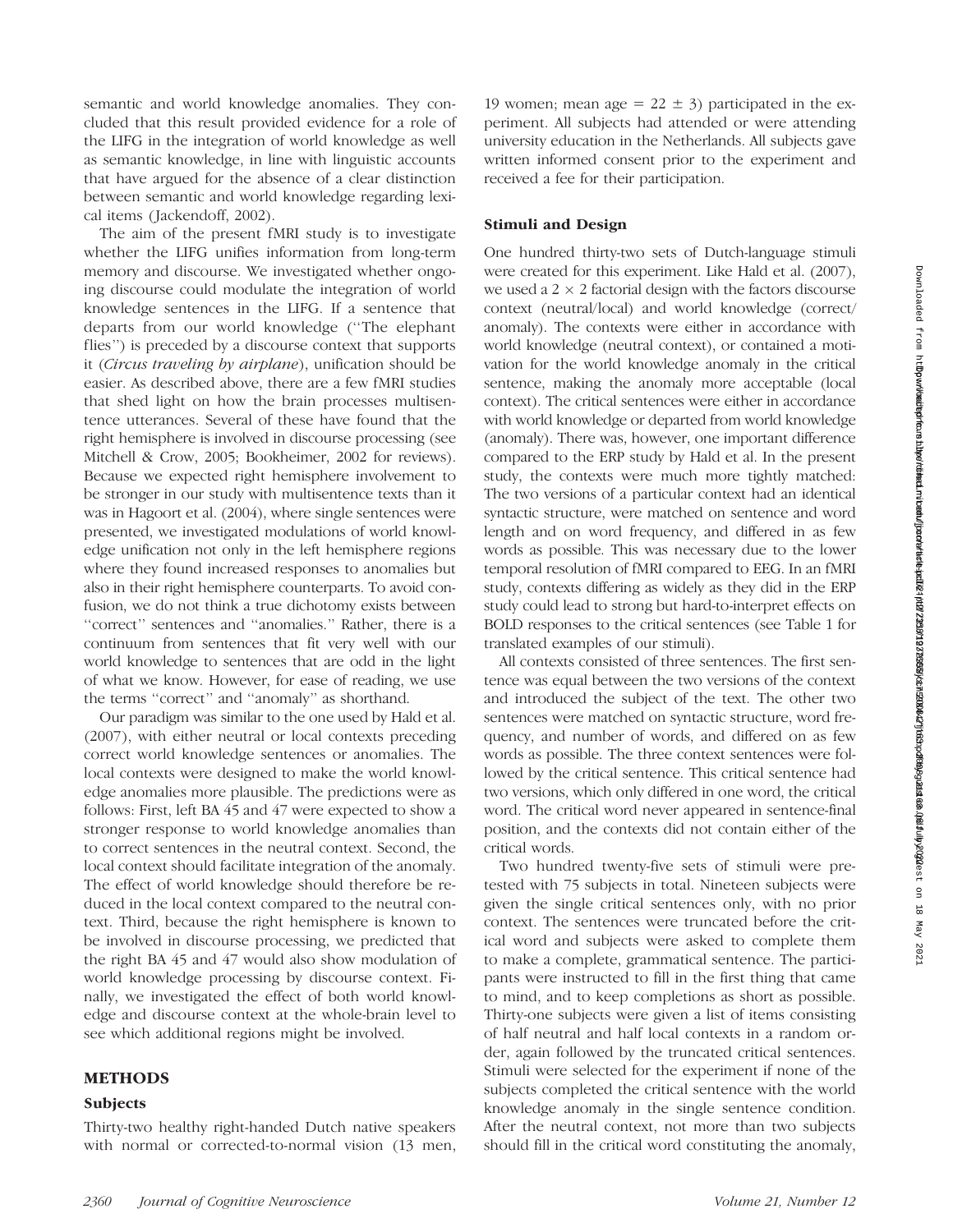semantic and world knowledge anomalies. They concluded that this result provided evidence for a role of the LIFG in the integration of world knowledge as well as semantic knowledge, in line with linguistic accounts that have argued for the absence of a clear distinction between semantic and world knowledge regarding lexical items (Jackendoff, 2002).

The aim of the present fMRI study is to investigate whether the LIFG unifies information from long-term memory and discourse. We investigated whether ongoing discourse could modulate the integration of world knowledge sentences in the LIFG. If a sentence that departs from our world knowledge (''The elephant flies'') is preceded by a discourse context that supports it (*Circus traveling by airplane*), unification should be easier. As described above, there are a few fMRI studies that shed light on how the brain processes multisentence utterances. Several of these have found that the right hemisphere is involved in discourse processing (see Mitchell & Crow, 2005; Bookheimer, 2002 for reviews). Because we expected right hemisphere involvement to be stronger in our study with multisentence texts than it was in Hagoort et al. (2004), where single sentences were presented, we investigated modulations of world knowledge unification not only in the left hemisphere regions where they found increased responses to anomalies but also in their right hemisphere counterparts. To avoid confusion, we do not think a true dichotomy exists between ''correct'' sentences and ''anomalies.'' Rather, there is a continuum from sentences that fit very well with our world knowledge to sentences that are odd in the light of what we know. However, for ease of reading, we use the terms ''correct'' and ''anomaly'' as shorthand.

Our paradigm was similar to the one used by Hald et al. (2007), with either neutral or local contexts preceding correct world knowledge sentences or anomalies. The local contexts were designed to make the world knowledge anomalies more plausible. The predictions were as follows: First, left BA 45 and 47 were expected to show a stronger response to world knowledge anomalies than to correct sentences in the neutral context. Second, the local context should facilitate integration of the anomaly. The effect of world knowledge should therefore be reduced in the local context compared to the neutral context. Third, because the right hemisphere is known to be involved in discourse processing, we predicted that the right BA 45 and 47 would also show modulation of world knowledge processing by discourse context. Finally, we investigated the effect of both world knowledge and discourse context at the whole-brain level to see which additional regions might be involved.

## METHODS

### Subjects

Thirty-two healthy right-handed Dutch native speakers with normal or corrected-to-normal vision (13 men, 19 women; mean age $= 22 \pm 3$) participated in the experiment. All subjects had attended or were attending university education in the Netherlands. All subjects gave written informed consent prior to the experiment and received a fee for their participation.

### Stimuli and Design

One hundred thirty-two sets of Dutch-language stimuli were created for this experiment. Like Hald et al. (2007), we used a $2 \times 2$ factorial design with the factors discourse context (neutral/local) and world knowledge (correct/anomaly). The contexts were either in accordance with world knowledge (neutral context), or contained a motivation for the world knowledge anomaly in the critical sentence, making the anomaly more acceptable (local context). The critical sentences were either in accordance with world knowledge or departed from world knowledge (anomaly). There was, however, one important difference compared to the ERP study by Hald et al. In the present study, the contexts were much more tightly matched: The two versions of a particular context had an identical syntactic structure, were matched on sentence and word length and on word frequency, and differed in as few words as possible. This was necessary due to the lower temporal resolution of fMRI compared to EEG. In an fMRI study, contexts differing as widely as they did in the ERP study could lead to strong but hard-to-interpret effects on BOLD responses to the critical sentences (see Table 1 for translated examples of our stimuli).

All contexts consisted of three sentences. The first sentence was equal between the two versions of the context and introduced the subject of the text. The other two sentences were matched on syntactic structure, word frequency, and number of words, and differed on as few words as possible. The three context sentences were followed by the critical sentence. This critical sentence had two versions, which only differed in one word, the critical word. The critical word never appeared in sentence-final position, and the contexts did not contain either of the critical words.

Two hundred twenty-five sets of stimuli were pretested with 75 subjects in total. Nineteen subjects were given the single critical sentences only, with no prior context. The sentences were truncated before the critical word and subjects were asked to complete them to make a complete, grammatical sentence. The participants were instructed to fill in the first thing that came to mind, and to keep completions as short as possible. Thirty-one subjects were given a list of items consisting of half neutral and half local contexts in a random order, again followed by the truncated critical sentences. Stimuli were selected for the experiment if none of the subjects completed the critical sentence with the world knowledge anomaly in the single sentence condition. After the neutral context, not more than two subjects should fill in the critical word constituting the anomaly,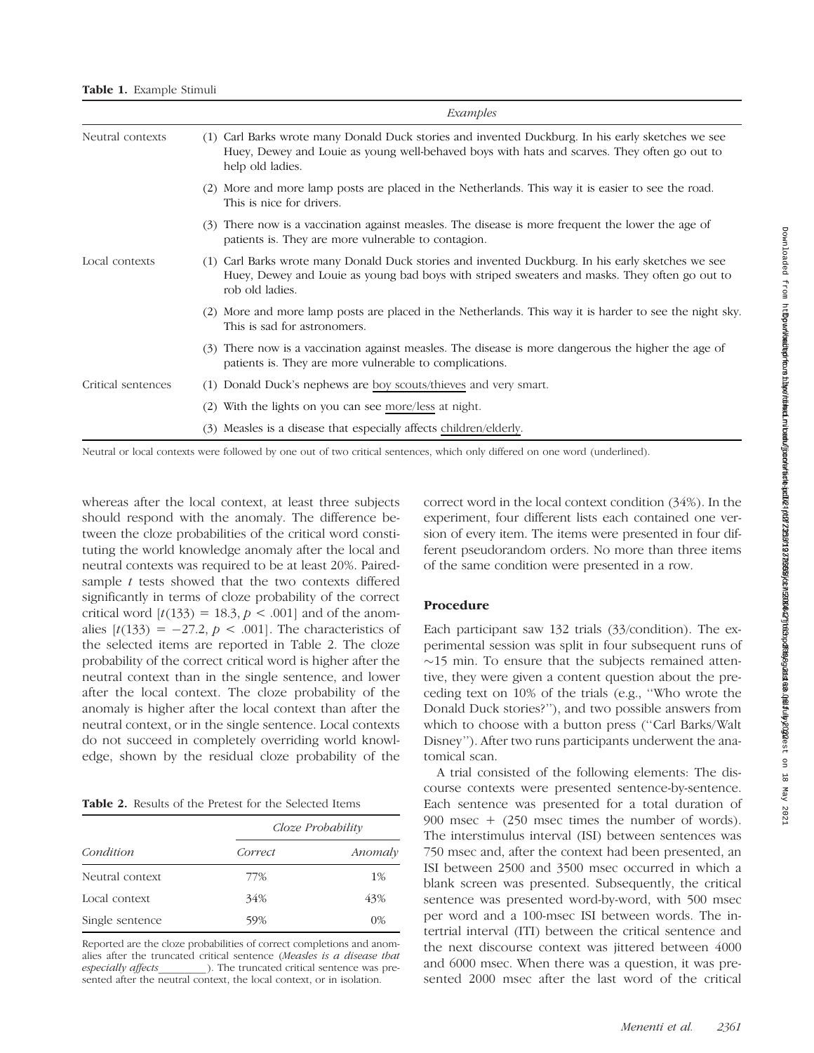**Table 1.** Example Stimuli

| | Examples |
|---|---|
| Neutral contexts | (1) Carl Barks wrote many Donald Duck stories and invented Duckburg. In his early sketches we see Huey, Dewey and Louie as young well-behaved boys with hats and scarves. They often go out to help old ladies. |
| | (2) More and more lamp posts are placed in the Netherlands. This way it is easier to see the road. This is nice for drivers. |
| | (3) There now is a vaccination against measles. The disease is more frequent the lower the age of patients is. They are more vulnerable to contagion. |
| Local contexts | (1) Carl Barks wrote many Donald Duck stories and invented Duckburg. In his early sketches we see Huey, Dewey and Louie as young bad boys with striped sweaters and masks. They often go out to rob old ladies. |
| | (2) More and more lamp posts are placed in the Netherlands. This way it is harder to see the night sky. This is sad for astronomers. |
| | (3) There now is a vaccination against measles. The disease is more dangerous the higher the age of patients is. They are more vulnerable to complications. |
| Critical sentences | (1) Donald Duck's nephews are boy scouts/thieves and very smart. |
| | (2) With the lights on you can see more/less at night. |
| | (3) Measles is a disease that especially affects children/elderly. |

Neutral or local contexts were followed by one out of two critical sentences, which only differed on one word (underlined).

whereas after the local context, at least three subjects should respond with the anomaly. The difference between the cloze probabilities of the critical word constituting the world knowledge anomaly after the local and neutral contexts was required to be at least 20%. Paired-sample $t$ tests showed that the two contexts differed significantly in terms of cloze probability of the correct critical word [$t(133) = 18.3, p < .001$] and of the anomalies [$t(133) = -27.2, p < .001$]. The characteristics of the selected items are reported in Table 2. The cloze probability of the correct critical word is higher after the neutral context than in the single sentence, and lower after the local context. The cloze probability of the anomaly is higher after the local context than after the neutral context, or in the single sentence. Local contexts do not succeed in completely overriding world knowledge, shown by the residual cloze probability of the correct word in the local context condition (34%). In the experiment, four different lists each contained one version of every item. The items were presented in four different pseudorandom orders. No more than three items of the same condition were presented in a row.

**Table 2.** Results of the Pretest for the Selected Items

| | Cloze Probability | |
|---|---|---|
| Condition | Correct | Anomaly |
| Neutral context | 77% | 1% |
| Local context | 34% | 43% |
| Single sentence | 59% | 0% |

Reported are the cloze probabilities of correct completions and anomalies after the truncated critical sentence (*Measles is a disease that especially affects\_\_\_\_\_\_\_\_\_*). The truncated critical sentence was presented after the neutral context, the local context, or in isolation.

## Procedure

Each participant saw 132 trials (33/condition). The experimental session was split in four subsequent runs of ~15 min. To ensure that the subjects remained attentive, they were given a content question about the preceding text on 10% of the trials (e.g., "Who wrote the Donald Duck stories?"), and two possible answers from which to choose with a button press ("Carl Barks/Walt Disney"). After two runs participants underwent the anatomical scan.

A trial consisted of the following elements: The discourse contexts were presented sentence-by-sentence. Each sentence was presented for a total duration of 900 msec + (250 msec times the number of words). The interstimulus interval (ISI) between sentences was 750 msec and, after the context had been presented, an ISI between 2500 and 3500 msec occurred in which a blank screen was presented. Subsequently, the critical sentence was presented word-by-word, with 500 msec per word and a 100-msec ISI between words. The intertrial interval (ITI) between the critical sentence and the next discourse context was jittered between 4000 and 6000 msec. When there was a question, it was presented 2000 msec after the last word of the critical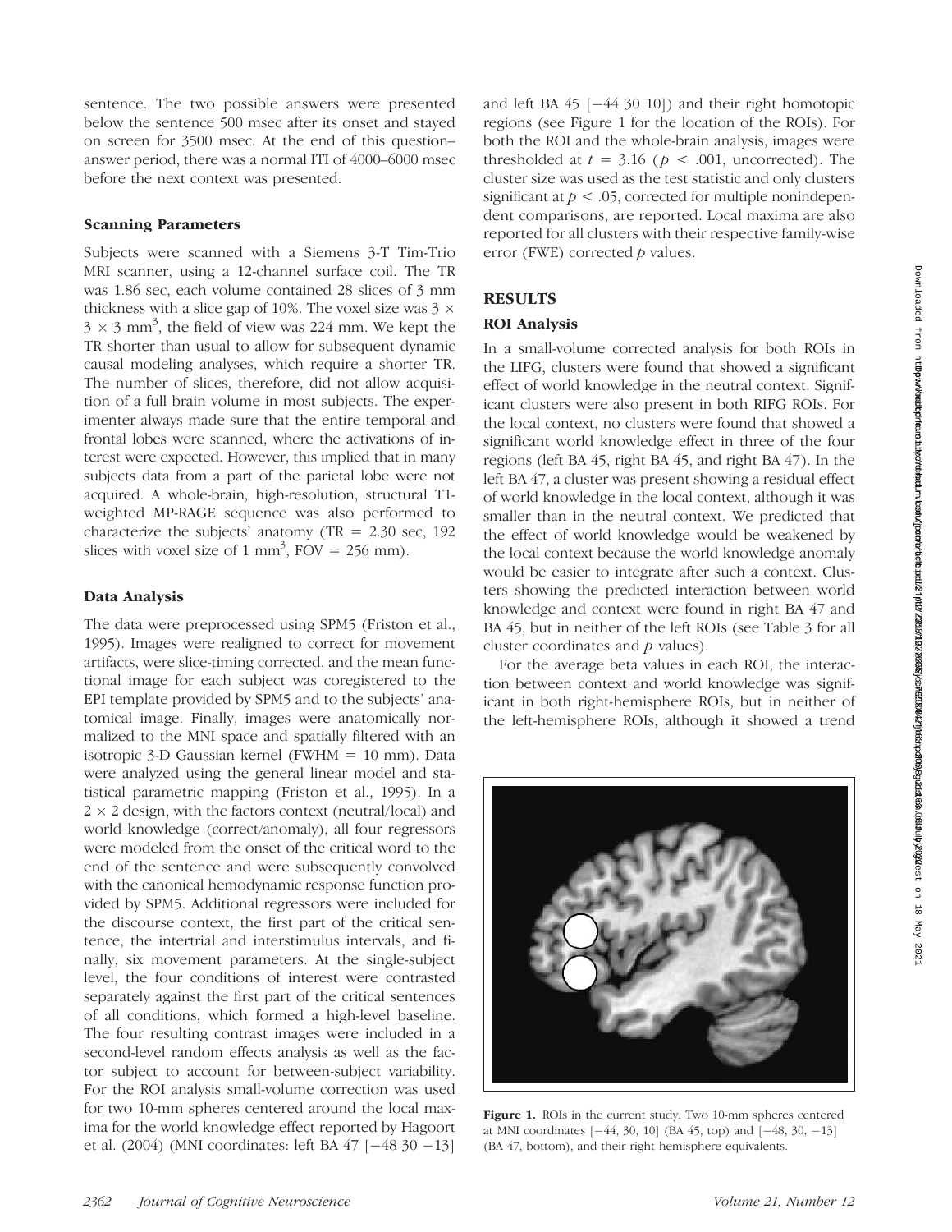sentence. The two possible answers were presented below the sentence 500 msec after its onset and stayed on screen for 3500 msec. At the end of this question–answer period, there was a normal ITI of 4000–6000 msec before the next context was presented.

### Scanning Parameters

Subjects were scanned with a Siemens 3-T Tim-Trio MRI scanner, using a 12-channel surface coil. The TR was 1.86 sec, each volume contained 28 slices of 3 mm thickness with a slice gap of 10%. The voxel size was $3 \times 3 \times 3$ mm$^3$, the field of view was 224 mm. We kept the TR shorter than usual to allow for subsequent dynamic causal modeling analyses, which require a shorter TR. The number of slices, therefore, did not allow acquisition of a full brain volume in most subjects. The experimenter always made sure that the entire temporal and frontal lobes were scanned, where the activations of interest were expected. However, this implied that in many subjects data from a part of the parietal lobe were not acquired. A whole-brain, high-resolution, structural T1-weighted MP-RAGE sequence was also performed to characterize the subjects' anatomy (TR = 2.30 sec, 192 slices with voxel size of 1 mm$^3$, FOV = 256 mm).

### Data Analysis

The data were preprocessed using SPM5 (Friston et al., 1995). Images were realigned to correct for movement artifacts, were slice-timing corrected, and the mean functional image for each subject was coregistered to the EPI template provided by SPM5 and to the subjects' anatomical image. Finally, images were anatomically normalized to the MNI space and spatially filtered with an isotropic 3-D Gaussian kernel (FWHM = 10 mm). Data were analyzed using the general linear model and statistical parametric mapping (Friston et al., 1995). In a $2 \times 2$ design, with the factors context (neutral/local) and world knowledge (correct/anomaly), all four regressors were modeled from the onset of the critical word to the end of the sentence and were subsequently convolved with the canonical hemodynamic response function provided by SPM5. Additional regressors were included for the discourse context, the first part of the critical sentence, the intertrial and interstimulus intervals, and finally, six movement parameters. At the single-subject level, the four conditions of interest were contrasted separately against the first part of the critical sentences of all conditions, which formed a high-level baseline. The four resulting contrast images were included in a second-level random effects analysis as well as the factor subject to account for between-subject variability. For the ROI analysis small-volume correction was used for two 10-mm spheres centered around the local maxima for the world knowledge effect reported by Hagoort et al. (2004) (MNI coordinates: left BA 47 [−48 30 −13] and left BA 45 [−44 30 10]) and their right homotopic regions (see Figure 1 for the location of the ROIs). For both the ROI and the whole-brain analysis, images were thresholded at $t = 3.16$ ($p < .001$, uncorrected). The cluster size was used as the test statistic and only clusters significant at $p < .05$, corrected for multiple nonindependent comparisons, are reported. Local maxima are also reported for all clusters with their respective family-wise error (FWE) corrected $p$ values.

## RESULTS

### ROI Analysis

In a small-volume corrected analysis for both ROIs in the LIFG, clusters were found that showed a significant effect of world knowledge in the neutral context. Significant clusters were also present in both RIFG ROIs. For the local context, no clusters were found that showed a significant world knowledge effect in three of the four regions (left BA 45, right BA 45, and right BA 47). In the left BA 47, a cluster was present showing a residual effect of world knowledge in the local context, although it was smaller than in the neutral context. We predicted that the effect of world knowledge would be weakened by the local context because the world knowledge anomaly would be easier to integrate after such a context. Clusters showing the predicted interaction between world knowledge and context were found in right BA 47 and BA 45, but in neither of the left ROIs (see Table 3 for all cluster coordinates and $p$ values).

For the average beta values in each ROI, the interaction between context and world knowledge was significant in both right-hemisphere ROIs, but in neither of the left-hemisphere ROIs, although it showed a trend

**Figure 1.** ROIs in the current study. Two 10-mm spheres centered at MNI coordinates [−44, 30, 10] (BA 45, top) and [−48, 30, −13] (BA 47, bottom), and their right hemisphere equivalents.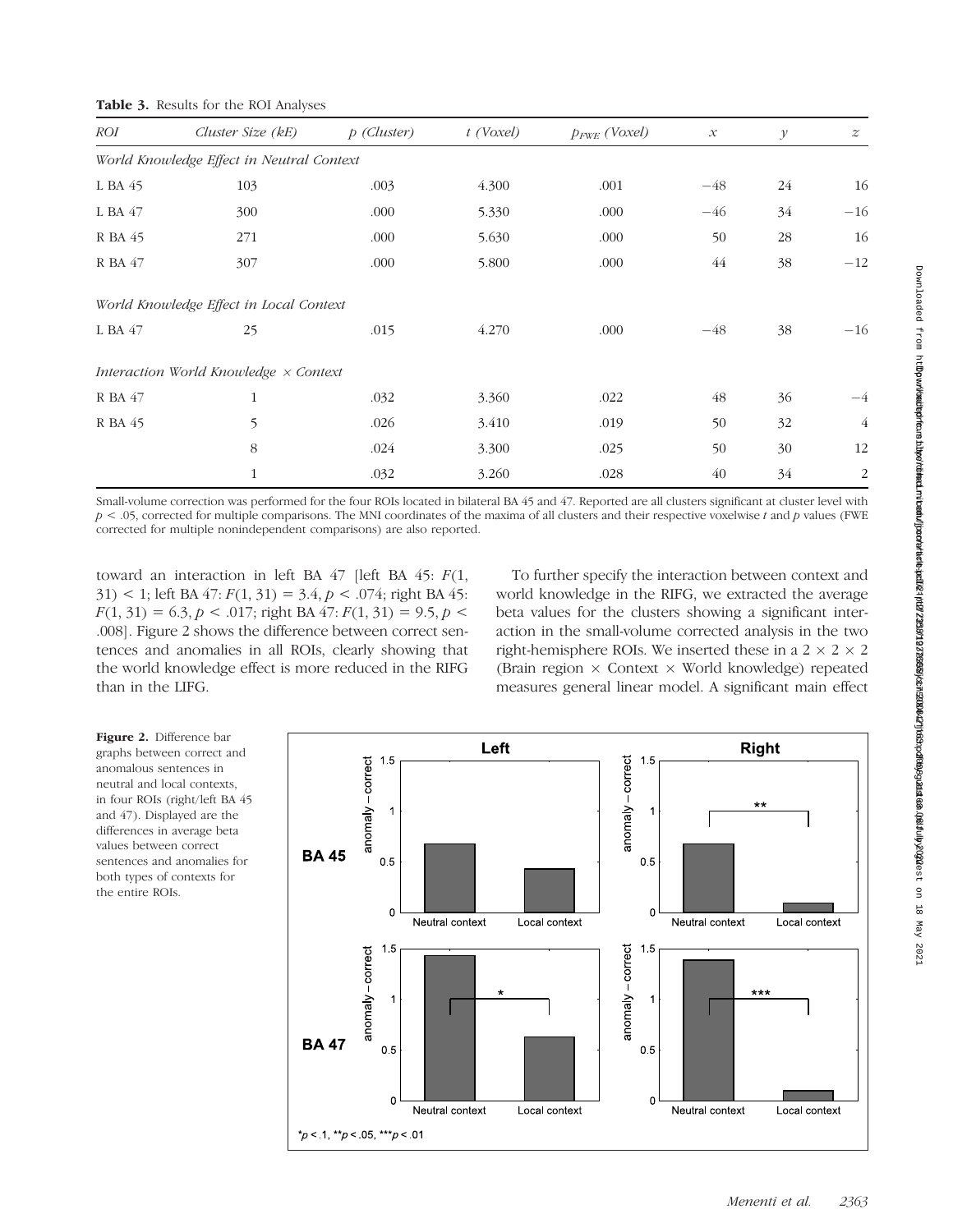**Table 3.** Results for the ROI Analyses

| ROI | Cluster Size (kE) | p (Cluster) | t (Voxel) | $p_{FWE}$ (Voxel) | x | y | z |
|---|---|---|---|---|---|---|---|
| *World Knowledge Effect in Neutral Context* | | | | | | | |
| L BA 45 | 103 | .003 | 4.300 | .001 | −48 | 24 | 16 |
| L BA 47 | 300 | .000 | 5.330 | .000 | −46 | 34 | −16 |
| R BA 45 | 271 | .000 | 5.630 | .000 | 50 | 28 | 16 |
| R BA 47 | 307 | .000 | 5.800 | .000 | 44 | 38 | −12 |
| *World Knowledge Effect in Local Context* | | | | | | | |
| L BA 47 | 25 | .015 | 4.270 | .000 | −48 | 38 | −16 |
| *Interaction World Knowledge × Context* | | | | | | | |
| R BA 47 | 1 | .032 | 3.360 | .022 | 48 | 36 | −4 |
| R BA 45 | 5 | .026 | 3.410 | .019 | 50 | 32 | 4 |
| | 8 | .024 | 3.300 | .025 | 50 | 30 | 12 |
| | 1 | .032 | 3.260 | .028 | 40 | 34 | 2 |

Small-volume correction was performed for the four ROIs located in bilateral BA 45 and 47. Reported are all clusters significant at cluster level with $p < .05$, corrected for multiple comparisons. The MNI coordinates of the maxima of all clusters and their respective voxelwise $t$ and $p$ values (FWE corrected for multiple nonindependent comparisons) are also reported.

toward an interaction in left BA 47 [left BA 45: $F(1, 31) < 1$; left BA 47: $F(1, 31) = 3.4$, $p < .074$; right BA 45: $F(1, 31) = 6.3$, $p < .017$; right BA 47: $F(1, 31) = 9.5$, $p < .008$]. Figure 2 shows the difference between correct sentences and anomalies in all ROIs, clearly showing that the world knowledge effect is more reduced in the RIFG than in the LIFG.

To further specify the interaction between context and world knowledge in the RIFG, we extracted the average beta values for the clusters showing a significant interaction in the small-volume corrected analysis in the two right-hemisphere ROIs. We inserted these in a 2 × 2 × 2 (Brain region × Context × World knowledge) repeated measures general linear model. A significant main effect

**Figure 2.** Difference bar graphs between correct and anomalous sentences in neutral and local contexts, in four ROIs (right/left BA 45 and 47). Displayed are the differences in average beta values between correct sentences and anomalies for both types of contexts for the entire ROIs.

*$p < .1$, **$p < .05$, ***$p < .01$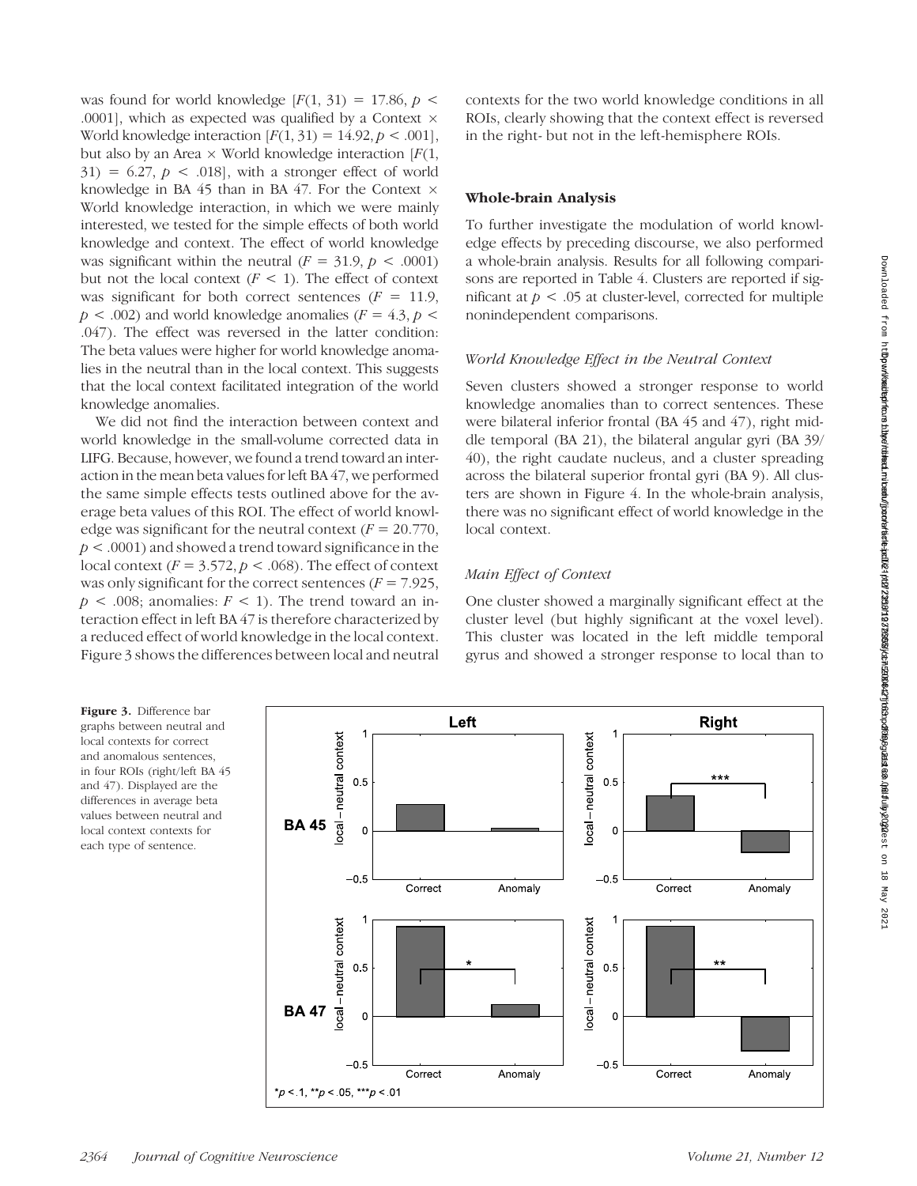was found for world knowledge [$F(1, 31) = 17.86$, $p < .0001$], which as expected was qualified by a Context × World knowledge interaction [$F(1, 31) = 14.92$, $p < .001$], but also by an Area × World knowledge interaction [$F(1, 31) = 6.27$, $p < .018$], with a stronger effect of world knowledge in BA 45 than in BA 47. For the Context × World knowledge interaction, in which we were mainly interested, we tested for the simple effects of both world knowledge and context. The effect of world knowledge was significant within the neutral ($F = 31.9$, $p < .0001$) but not the local context ($F < 1$). The effect of context was significant for both correct sentences ($F = 11.9$, $p < .002$) and world knowledge anomalies ($F = 4.3$, $p < .047$). The effect was reversed in the latter condition: The beta values were higher for world knowledge anomalies in the neutral than in the local context. This suggests that the local context facilitated integration of the world knowledge anomalies.

We did not find the interaction between context and world knowledge in the small-volume corrected data in LIFG. Because, however, we found a trend toward an interaction in the mean beta values for left BA 47, we performed the same simple effects tests outlined above for the average beta values of this ROI. The effect of world knowledge was significant for the neutral context ($F = 20.770$, $p < .0001$) and showed a trend toward significance in the local context ($F = 3.572$, $p < .068$). The effect of context was only significant for the correct sentences ($F = 7.925$, $p < .008$; anomalies: $F < 1$). The trend toward an interaction effect in left BA 47 is therefore characterized by a reduced effect of world knowledge in the local context. Figure 3 shows the differences between local and neutral contexts for the two world knowledge conditions in all ROIs, clearly showing that the context effect is reversed in the right- but not in the left-hemisphere ROIs.

## Whole-brain Analysis

To further investigate the modulation of world knowledge effects by preceding discourse, we also performed a whole-brain analysis. Results for all following comparisons are reported in Table 4. Clusters are reported if significant at $p < .05$ at cluster-level, corrected for multiple nonindependent comparisons.

### *World Knowledge Effect in the Neutral Context*

Seven clusters showed a stronger response to world knowledge anomalies than to correct sentences. These were bilateral inferior frontal (BA 45 and 47), right middle temporal (BA 21), the bilateral angular gyri (BA 39/40), the right caudate nucleus, and a cluster spreading across the bilateral superior frontal gyri (BA 9). All clusters are shown in Figure 4. In the whole-brain analysis, there was no significant effect of world knowledge in the local context.

### *Main Effect of Context*

One cluster showed a marginally significant effect at the cluster level (but highly significant at the voxel level). This cluster was located in the left middle temporal gyrus and showed a stronger response to local than to

**Figure 3.** Difference bar graphs between neutral and local contexts for correct and anomalous sentences, in four ROIs (right/left BA 45 and 47). Displayed are the differences in average beta values between neutral and local context contexts for each type of sentence.

*$p < .1$, **$p < .05$, ***$p < .01$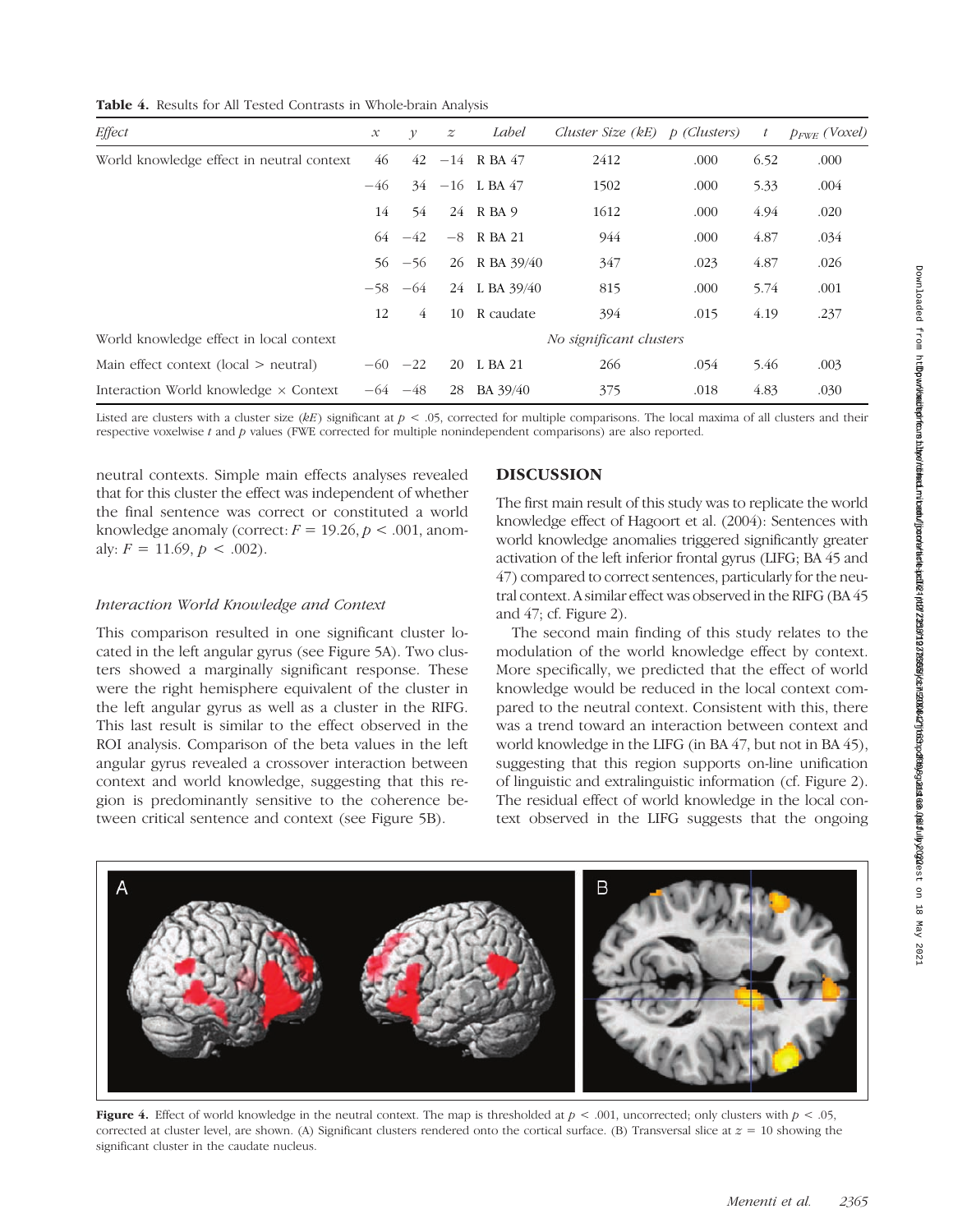**Table 4.** Results for All Tested Contrasts in Whole-brain Analysis

| Effect | x | y | z | Label | Cluster Size (kE) | p (Clusters) | t | $p_{FWE}$ (Voxel) |
|---|---|---|---|---|---|---|---|---|
| World knowledge effect in neutral context | 46 | 42 | −14 | R BA 47 | 2412 | .000 | 6.52 | .000 |
| | −46 | 34 | −16 | L BA 47 | 1502 | .000 | 5.33 | .004 |
| | 14 | 54 | 24 | R BA 9 | 1612 | .000 | 4.94 | .020 |
| | 64 | −42 | −8 | R BA 21 | 944 | .000 | 4.87 | .034 |
| | 56 | −56 | 26 | R BA 39/40 | 347 | .023 | 4.87 | .026 |
| | −58 | −64 | 24 | L BA 39/40 | 815 | .000 | 5.74 | .001 |
| | 12 | 4 | 10 | R caudate | 394 | .015 | 4.19 | .237 |
| World knowledge effect in local context | | | | | No significant clusters | | | |
| Main effect context (local > neutral) | −60 | −22 | 20 | L BA 21 | 266 | .054 | 5.46 | .003 |
| Interaction World knowledge × Context | −64 | −48 | 28 | BA 39/40 | 375 | .018 | 4.83 | .030 |

Listed are clusters with a cluster size (*kE*) significant at $p < .05$, corrected for multiple comparisons. The local maxima of all clusters and their respective voxelwise $t$ and $p$ values (FWE corrected for multiple nonindependent comparisons) are also reported.

neutral contexts. Simple main effects analyses revealed that for this cluster the effect was independent of whether the final sentence was correct or constituted a world knowledge anomaly (correct: $F = 19.26, p < .001$, anomaly: $F = 11.69, p < .002$).

### *Interaction World Knowledge and Context*

This comparison resulted in one significant cluster located in the left angular gyrus (see Figure 5A). Two clusters showed a marginally significant response. These were the right hemisphere equivalent of the cluster in the left angular gyrus as well as a cluster in the RIFG. This last result is similar to the effect observed in the ROI analysis. Comparison of the beta values in the left angular gyrus revealed a crossover interaction between context and world knowledge, suggesting that this region is predominantly sensitive to the coherence between critical sentence and context (see Figure 5B).

## DISCUSSION

The first main result of this study was to replicate the world knowledge effect of Hagoort et al. (2004): Sentences with world knowledge anomalies triggered significantly greater activation of the left inferior frontal gyrus (LIFG; BA 45 and 47) compared to correct sentences, particularly for the neutral context. A similar effect was observed in the RIFG (BA 45 and 47; cf. Figure 2).

The second main finding of this study relates to the modulation of the world knowledge effect by context. More specifically, we predicted that the effect of world knowledge would be reduced in the local context compared to the neutral context. Consistent with this, there was a trend toward an interaction between context and world knowledge in the LIFG (in BA 47, but not in BA 45), suggesting that this region supports on-line unification of linguistic and extralinguistic information (cf. Figure 2). The residual effect of world knowledge in the local context observed in the LIFG suggests that the ongoing

**Figure 4.** Effect of world knowledge in the neutral context. The map is thresholded at $p < .001$, uncorrected; only clusters with $p < .05$, corrected at cluster level, are shown. (A) Significant clusters rendered onto the cortical surface. (B) Transversal slice at $z = 10$ showing the significant cluster in the caudate nucleus.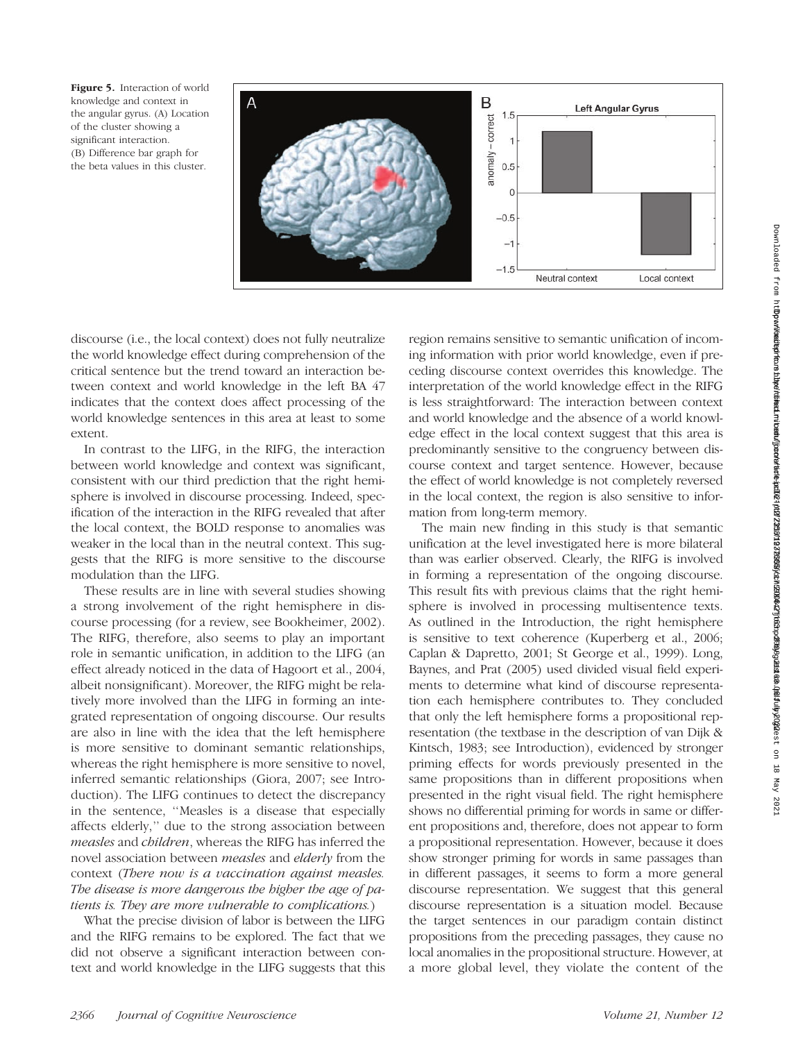**Figure 5.** Interaction of world knowledge and context in the angular gyrus. (A) Location of the cluster showing a significant interaction. (B) Difference bar graph for the beta values in this cluster.

A

B

Left Angular Gyrus

anomaly – correct

1.5
1
0.5
0
−0.5
−1
−1.5

Neutral context
Local context

discourse (i.e., the local context) does not fully neutralize the world knowledge effect during comprehension of the critical sentence but the trend toward an interaction between context and world knowledge in the left BA 47 indicates that the context does affect processing of the world knowledge sentences in this area at least to some extent.

In contrast to the LIFG, in the RIFG, the interaction between world knowledge and context was significant, consistent with our third prediction that the right hemisphere is involved in discourse processing. Indeed, specification of the interaction in the RIFG revealed that after the local context, the BOLD response to anomalies was weaker in the local than in the neutral context. This suggests that the RIFG is more sensitive to the discourse modulation than the LIFG.

These results are in line with several studies showing a strong involvement of the right hemisphere in discourse processing (for a review, see Bookheimer, 2002). The RIFG, therefore, also seems to play an important role in semantic unification, in addition to the LIFG (an effect already noticed in the data of Hagoort et al., 2004, albeit nonsignificant). Moreover, the RIFG might be relatively more involved than the LIFG in forming an integrated representation of ongoing discourse. Our results are also in line with the idea that the left hemisphere is more sensitive to dominant semantic relationships, whereas the right hemisphere is more sensitive to novel, inferred semantic relationships (Giora, 2007; see Introduction). The LIFG continues to detect the discrepancy in the sentence, ''Measles is a disease that especially affects elderly,'' due to the strong association between *measles* and *children*, whereas the RIFG has inferred the novel association between *measles* and *elderly* from the context (*There now is a vaccination against measles. The disease is more dangerous the higher the age of patients is. They are more vulnerable to complications.*)

What the precise division of labor is between the LIFG and the RIFG remains to be explored. The fact that we did not observe a significant interaction between context and world knowledge in the LIFG suggests that this region remains sensitive to semantic unification of incoming information with prior world knowledge, even if preceding discourse context overrides this knowledge. The interpretation of the world knowledge effect in the RIFG is less straightforward: The interaction between context and world knowledge and the absence of a world knowledge effect in the local context suggest that this area is predominantly sensitive to the congruency between discourse context and target sentence. However, because the effect of world knowledge is not completely reversed in the local context, the region is also sensitive to information from long-term memory.

The main new finding in this study is that semantic unification at the level investigated here is more bilateral than was earlier observed. Clearly, the RIFG is involved in forming a representation of the ongoing discourse. This result fits with previous claims that the right hemisphere is involved in processing multisentence texts. As outlined in the Introduction, the right hemisphere is sensitive to text coherence (Kuperberg et al., 2006; Caplan & Dapretto, 2001; St George et al., 1999). Long, Baynes, and Prat (2005) used divided visual field experiments to determine what kind of discourse representation each hemisphere contributes to. They concluded that only the left hemisphere forms a propositional representation (the textbase in the description of van Dijk & Kintsch, 1983; see Introduction), evidenced by stronger priming effects for words previously presented in the same propositions than in different propositions when presented in the right visual field. The right hemisphere shows no differential priming for words in same or different propositions and, therefore, does not appear to form a propositional representation. However, because it does show stronger priming for words in same passages than in different passages, it seems to form a more general discourse representation. We suggest that this general discourse representation is a situation model. Because the target sentences in our paradigm contain distinct propositions from the preceding passages, they cause no local anomalies in the propositional structure. However, at a more global level, they violate the content of the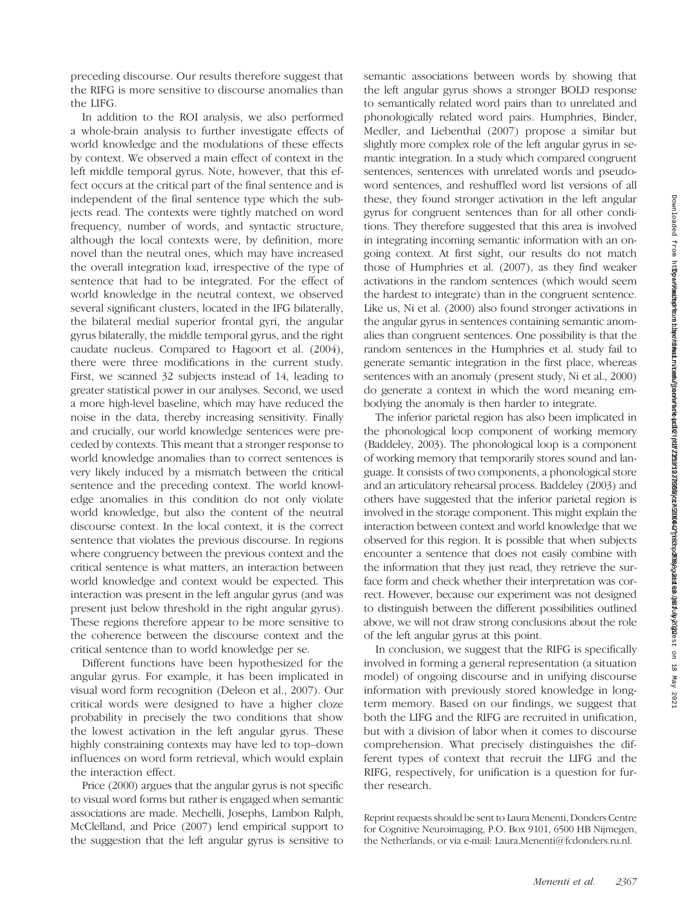preceding discourse. Our results therefore suggest that the RIFG is more sensitive to discourse anomalies than the LIFG.

In addition to the ROI analysis, we also performed a whole-brain analysis to further investigate effects of world knowledge and the modulations of these effects by context. We observed a main effect of context in the left middle temporal gyrus. Note, however, that this effect occurs at the critical part of the final sentence and is independent of the final sentence type which the subjects read. The contexts were tightly matched on word frequency, number of words, and syntactic structure, although the local contexts were, by definition, more novel than the neutral ones, which may have increased the overall integration load, irrespective of the type of sentence that had to be integrated. For the effect of world knowledge in the neutral context, we observed several significant clusters, located in the IFG bilaterally, the bilateral medial superior frontal gyri, the angular gyrus bilaterally, the middle temporal gyrus, and the right caudate nucleus. Compared to Hagoort et al. (2004), there were three modifications in the current study. First, we scanned 32 subjects instead of 14, leading to greater statistical power in our analyses. Second, we used a more high-level baseline, which may have reduced the noise in the data, thereby increasing sensitivity. Finally and crucially, our world knowledge sentences were preceded by contexts. This meant that a stronger response to world knowledge anomalies than to correct sentences is very likely induced by a mismatch between the critical sentence and the preceding context. The world knowledge anomalies in this condition do not only violate world knowledge, but also the content of the neutral discourse context. In the local context, it is the correct sentence that violates the previous discourse. In regions where congruency between the previous context and the critical sentence is what matters, an interaction between world knowledge and context would be expected. This interaction was present in the left angular gyrus (and was present just below threshold in the right angular gyrus). These regions therefore appear to be more sensitive to the coherence between the discourse context and the critical sentence than to world knowledge per se.

Different functions have been hypothesized for the angular gyrus. For example, it has been implicated in visual word form recognition (Deleon et al., 2007). Our critical words were designed to have a higher cloze probability in precisely the two conditions that show the lowest activation in the left angular gyrus. These highly constraining contexts may have led to top–down influences on word form retrieval, which would explain the interaction effect.

Price (2000) argues that the angular gyrus is not specific to visual word forms but rather is engaged when semantic associations are made. Mechelli, Josephs, Lambon Ralph, McClelland, and Price (2007) lend empirical support to the suggestion that the left angular gyrus is sensitive to semantic associations between words by showing that the left angular gyrus shows a stronger BOLD response to semantically related word pairs than to unrelated and phonologically related word pairs. Humphries, Binder, Medler, and Liebenthal (2007) propose a similar but slightly more complex role of the left angular gyrus in semantic integration. In a study which compared congruent sentences, sentences with unrelated words and pseudoword sentences, and reshuffled word list versions of all these, they found stronger activation in the left angular gyrus for congruent sentences than for all other conditions. They therefore suggested that this area is involved in integrating incoming semantic information with an ongoing context. At first sight, our results do not match those of Humphries et al. (2007), as they find weaker activations in the random sentences (which would seem the hardest to integrate) than in the congruent sentence. Like us, Ni et al. (2000) also found stronger activations in the angular gyrus in sentences containing semantic anomalies than congruent sentences. One possibility is that the random sentences in the Humphries et al. study fail to generate semantic integration in the first place, whereas sentences with an anomaly (present study, Ni et al., 2000) do generate a context in which the word meaning embodying the anomaly is then harder to integrate.

The inferior parietal region has also been implicated in the phonological loop component of working memory (Baddeley, 2003). The phonological loop is a component of working memory that temporarily stores sound and language. It consists of two components, a phonological store and an articulatory rehearsal process. Baddeley (2003) and others have suggested that the inferior parietal region is involved in the storage component. This might explain the interaction between context and world knowledge that we observed for this region. It is possible that when subjects encounter a sentence that does not easily combine with the information that they just read, they retrieve the surface form and check whether their interpretation was correct. However, because our experiment was not designed to distinguish between the different possibilities outlined above, we will not draw strong conclusions about the role of the left angular gyrus at this point.

In conclusion, we suggest that the RIFG is specifically involved in forming a general representation (a situation model) of ongoing discourse and in unifying discourse information with previously stored knowledge in long-term memory. Based on our findings, we suggest that both the LIFG and the RIFG are recruited in unification, but with a division of labor when it comes to discourse comprehension. What precisely distinguishes the different types of context that recruit the LIFG and the RIFG, respectively, for unification is a question for further research.

Reprint requests should be sent to Laura Menenti, Donders Centre for Cognitive Neuroimaging, P.O. Box 9101, 6500 HB Nijmegen, the Netherlands, or via e-mail: Laura.Menenti@fcdonders.ru.nl.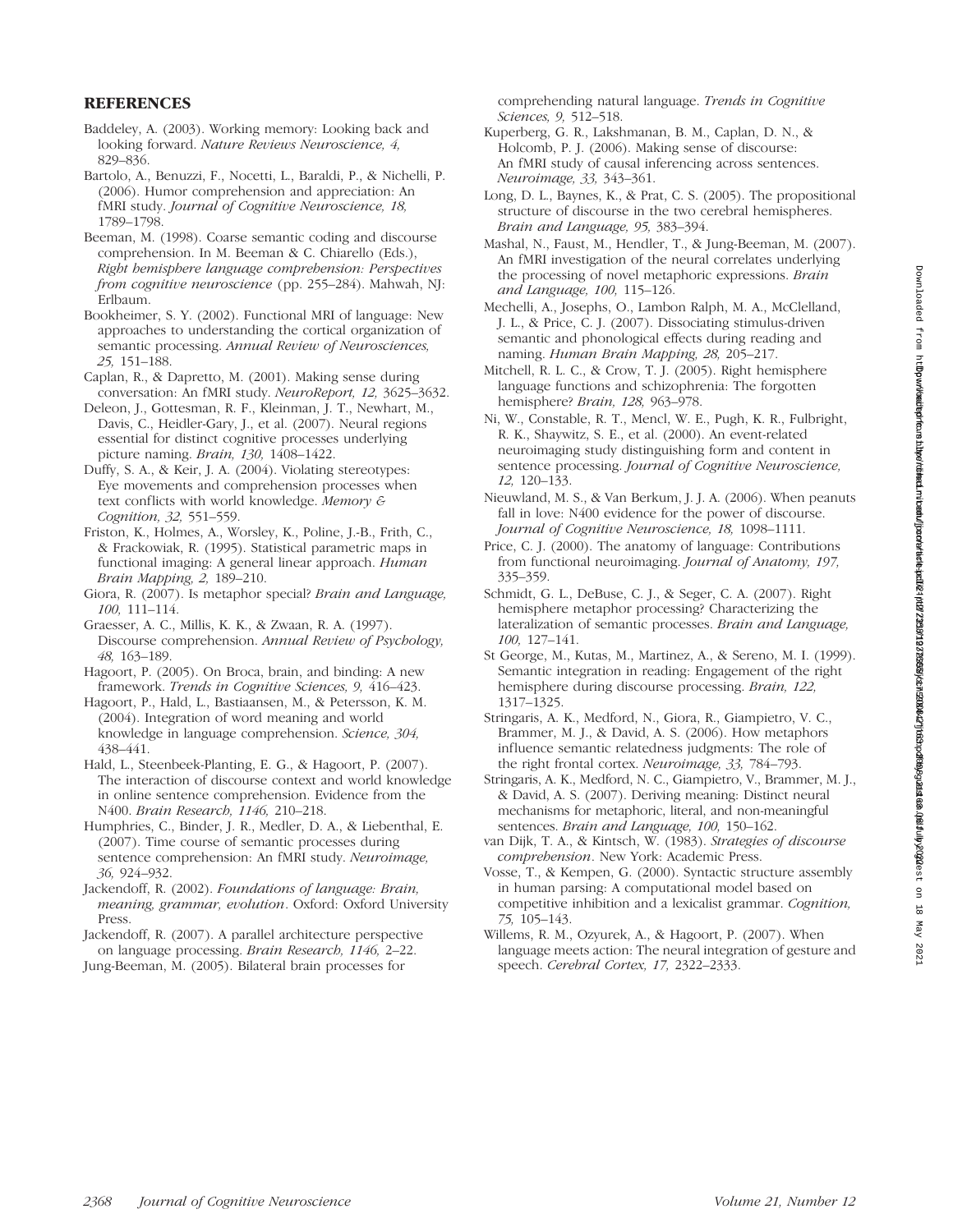## REFERENCES

Baddeley, A. (2003). Working memory: Looking back and looking forward. *Nature Reviews Neuroscience, 4,* 829–836.

Bartolo, A., Benuzzi, F., Nocetti, L., Baraldi, P., & Nichelli, P. (2006). Humor comprehension and appreciation: An fMRI study. *Journal of Cognitive Neuroscience, 18,* 1789–1798.

Beeman, M. (1998). Coarse semantic coding and discourse comprehension. In M. Beeman & C. Chiarello (Eds.), *Right hemisphere language comprehension: Perspectives from cognitive neuroscience* (pp. 255–284). Mahwah, NJ: Erlbaum.

Bookheimer, S. Y. (2002). Functional MRI of language: New approaches to understanding the cortical organization of semantic processing. *Annual Review of Neurosciences, 25,* 151–188.

Caplan, R., & Dapretto, M. (2001). Making sense during conversation: An fMRI study. *NeuroReport, 12,* 3625–3632.

Deleon, J., Gottesman, R. F., Kleinman, J. T., Newhart, M., Davis, C., Heidler-Gary, J., et al. (2007). Neural regions essential for distinct cognitive processes underlying picture naming. *Brain, 130,* 1408–1422.

Duffy, S. A., & Keir, J. A. (2004). Violating stereotypes: Eye movements and comprehension processes when text conflicts with world knowledge. *Memory & Cognition, 32,* 551–559.

Friston, K., Holmes, A., Worsley, K., Poline, J.-B., Frith, C., & Frackowiak, R. (1995). Statistical parametric maps in functional imaging: A general linear approach. *Human Brain Mapping, 2,* 189–210.

Giora, R. (2007). Is metaphor special? *Brain and Language, 100,* 111–114.

Graesser, A. C., Millis, K. K., & Zwaan, R. A. (1997). Discourse comprehension. *Annual Review of Psychology, 48,* 163–189.

Hagoort, P. (2005). On Broca, brain, and binding: A new framework. *Trends in Cognitive Sciences, 9,* 416–423.

Hagoort, P., Hald, L., Bastiaansen, M., & Petersson, K. M. (2004). Integration of word meaning and world knowledge in language comprehension. *Science, 304,* 438–441.

Hald, L., Steenbeek-Planting, E. G., & Hagoort, P. (2007). The interaction of discourse context and world knowledge in online sentence comprehension. Evidence from the N400. *Brain Research, 1146,* 210–218.

Humphries, C., Binder, J. R., Medler, D. A., & Liebenthal, E. (2007). Time course of semantic processes during sentence comprehension: An fMRI study. *Neuroimage, 36,* 924–932.

Jackendoff, R. (2002). *Foundations of language: Brain, meaning, grammar, evolution*. Oxford: Oxford University Press.

Jackendoff, R. (2007). A parallel architecture perspective on language processing. *Brain Research, 1146,* 2–22.

Jung-Beeman, M. (2005). Bilateral brain processes for comprehending natural language. *Trends in Cognitive Sciences, 9,* 512–518.

Kuperberg, G. R., Lakshmanan, B. M., Caplan, D. N., & Holcomb, P. J. (2006). Making sense of discourse: An fMRI study of causal inferencing across sentences. *Neuroimage, 33,* 343–361.

Long, D. L., Baynes, K., & Prat, C. S. (2005). The propositional structure of discourse in the two cerebral hemispheres. *Brain and Language, 95,* 383–394.

Mashal, N., Faust, M., Hendler, T., & Jung-Beeman, M. (2007). An fMRI investigation of the neural correlates underlying the processing of novel metaphoric expressions. *Brain and Language, 100,* 115–126.

Mechelli, A., Josephs, O., Lambon Ralph, M. A., McClelland, J. L., & Price, C. J. (2007). Dissociating stimulus-driven semantic and phonological effects during reading and naming. *Human Brain Mapping, 28,* 205–217.

Mitchell, R. L. C., & Crow, T. J. (2005). Right hemisphere language functions and schizophrenia: The forgotten hemisphere? *Brain, 128,* 963–978.

Ni, W., Constable, R. T., Mencl, W. E., Pugh, K. R., Fulbright, R. K., Shaywitz, S. E., et al. (2000). An event-related neuroimaging study distinguishing form and content in sentence processing. *Journal of Cognitive Neuroscience, 12,* 120–133.

Nieuwland, M. S., & Van Berkum, J. J. A. (2006). When peanuts fall in love: N400 evidence for the power of discourse. *Journal of Cognitive Neuroscience, 18,* 1098–1111.

Price, C. J. (2000). The anatomy of language: Contributions from functional neuroimaging. *Journal of Anatomy, 197,* 335–359.

Schmidt, G. L., DeBuse, C. J., & Seger, C. A. (2007). Right hemisphere metaphor processing? Characterizing the lateralization of semantic processes. *Brain and Language, 100,* 127–141.

St George, M., Kutas, M., Martinez, A., & Sereno, M. I. (1999). Semantic integration in reading: Engagement of the right hemisphere during discourse processing. *Brain, 122,* 1317–1325.

Stringaris, A. K., Medford, N., Giora, R., Giampietro, V. C., Brammer, M. J., & David, A. S. (2006). How metaphors influence semantic relatedness judgments: The role of the right frontal cortex. *Neuroimage, 33,* 784–793.

Stringaris, A. K., Medford, N. C., Giampietro, V., Brammer, M. J., & David, A. S. (2007). Deriving meaning: Distinct neural mechanisms for metaphoric, literal, and non-meaningful sentences. *Brain and Language, 100,* 150–162.

van Dijk, T. A., & Kintsch, W. (1983). *Strategies of discourse comprehension*. New York: Academic Press.

Vosse, T., & Kempen, G. (2000). Syntactic structure assembly in human parsing: A computational model based on competitive inhibition and a lexicalist grammar. *Cognition, 75,* 105–143.

Willems, R. M., Ozyurek, A., & Hagoort, P. (2007). When language meets action: The neural integration of gesture and speech. *Cerebral Cortex, 17,* 2322–2333.